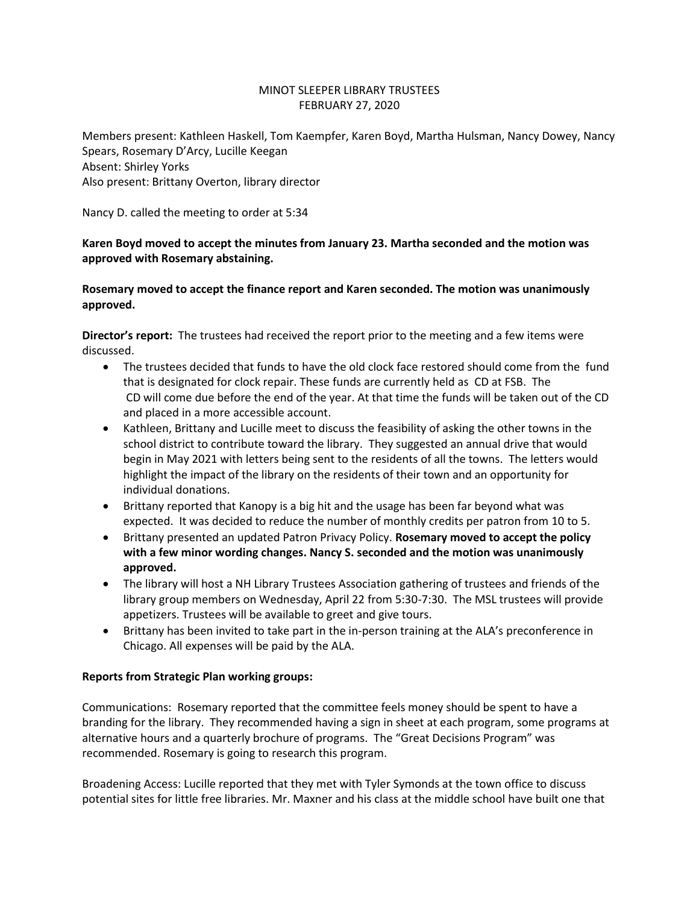MINOT SLEEPER LIBRARY TRUSTEES
FEBRUARY 27, 2020

Members present: Kathleen Haskell, Tom Kaempfer, Karen Boyd, Martha Hulsman, Nancy Dowey, Nancy Spears, Rosemary D'Arcy, Lucille Keegan
Absent: Shirley Yorks
Also present: Brittany Overton, library director

Nancy D. called the meeting to order at 5:34

**Karen Boyd moved to accept the minutes from January 23. Martha seconded and the motion was approved with Rosemary abstaining.**

**Rosemary moved to accept the finance report and Karen seconded. The motion was unanimously approved.**

**Director's report:** The trustees had received the report prior to the meeting and a few items were discussed.

- The trustees decided that funds to have the old clock face restored should come from the fund that is designated for clock repair. These funds are currently held as CD at FSB. The CD will come due before the end of the year. At that time the funds will be taken out of the CD and placed in a more accessible account.
- Kathleen, Brittany and Lucille meet to discuss the feasibility of asking the other towns in the school district to contribute toward the library. They suggested an annual drive that would begin in May 2021 with letters being sent to the residents of all the towns. The letters would highlight the impact of the library on the residents of their town and an opportunity for individual donations.
- Brittany reported that Kanopy is a big hit and the usage has been far beyond what was expected. It was decided to reduce the number of monthly credits per patron from 10 to 5.
- Brittany presented an updated Patron Privacy Policy. **Rosemary moved to accept the policy with a few minor wording changes. Nancy S. seconded and the motion was unanimously approved.**
- The library will host a NH Library Trustees Association gathering of trustees and friends of the library group members on Wednesday, April 22 from 5:30-7:30. The MSL trustees will provide appetizers. Trustees will be available to greet and give tours.
- Brittany has been invited to take part in the in-person training at the ALA's preconference in Chicago. All expenses will be paid by the ALA.

**Reports from Strategic Plan working groups:**

Communications: Rosemary reported that the committee feels money should be spent to have a branding for the library. They recommended having a sign in sheet at each program, some programs at alternative hours and a quarterly brochure of programs. The "Great Decisions Program" was recommended. Rosemary is going to research this program.

Broadening Access: Lucille reported that they met with Tyler Symonds at the town office to discuss potential sites for little free libraries. Mr. Maxner and his class at the middle school have built one that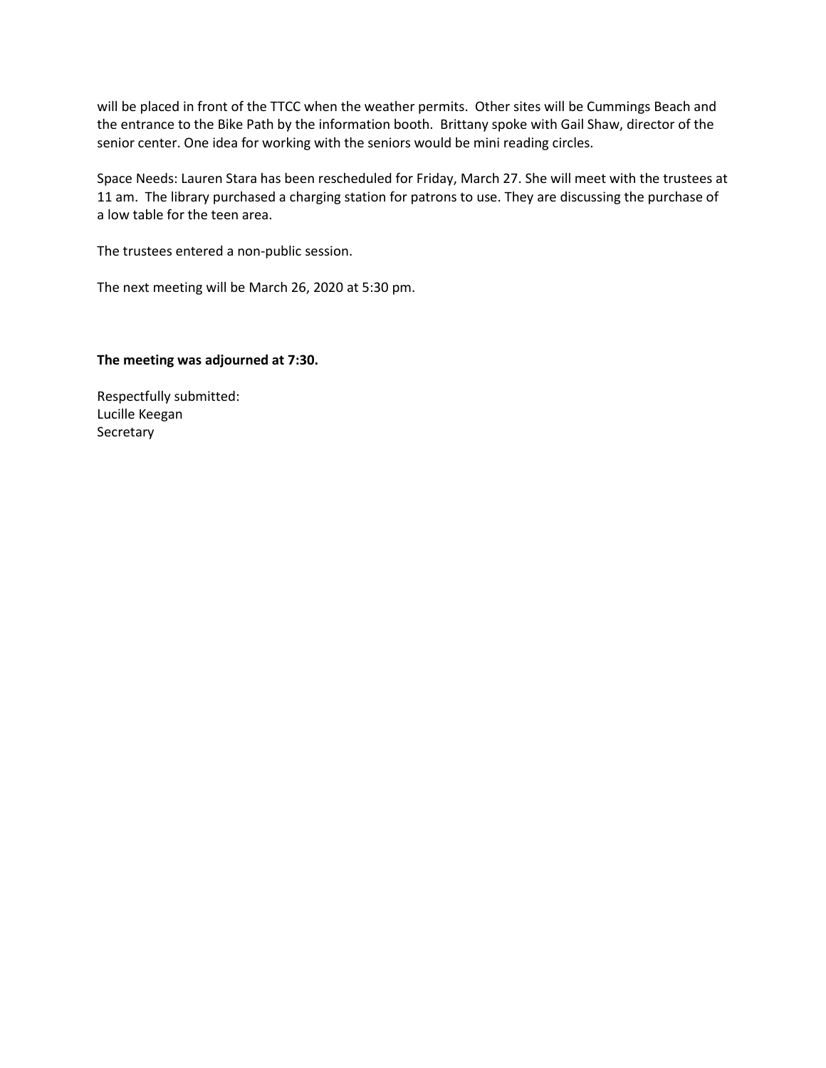will be placed in front of the TTCC when the weather permits. Other sites will be Cummings Beach and the entrance to the Bike Path by the information booth. Brittany spoke with Gail Shaw, director of the senior center. One idea for working with the seniors would be mini reading circles.

Space Needs: Lauren Stara has been rescheduled for Friday, March 27. She will meet with the trustees at 11 am. The library purchased a charging station for patrons to use. They are discussing the purchase of a low table for the teen area.

The trustees entered a non-public session.

The next meeting will be March 26, 2020 at 5:30 pm.

**The meeting was adjourned at 7:30.**

Respectfully submitted:
Lucille Keegan
Secretary